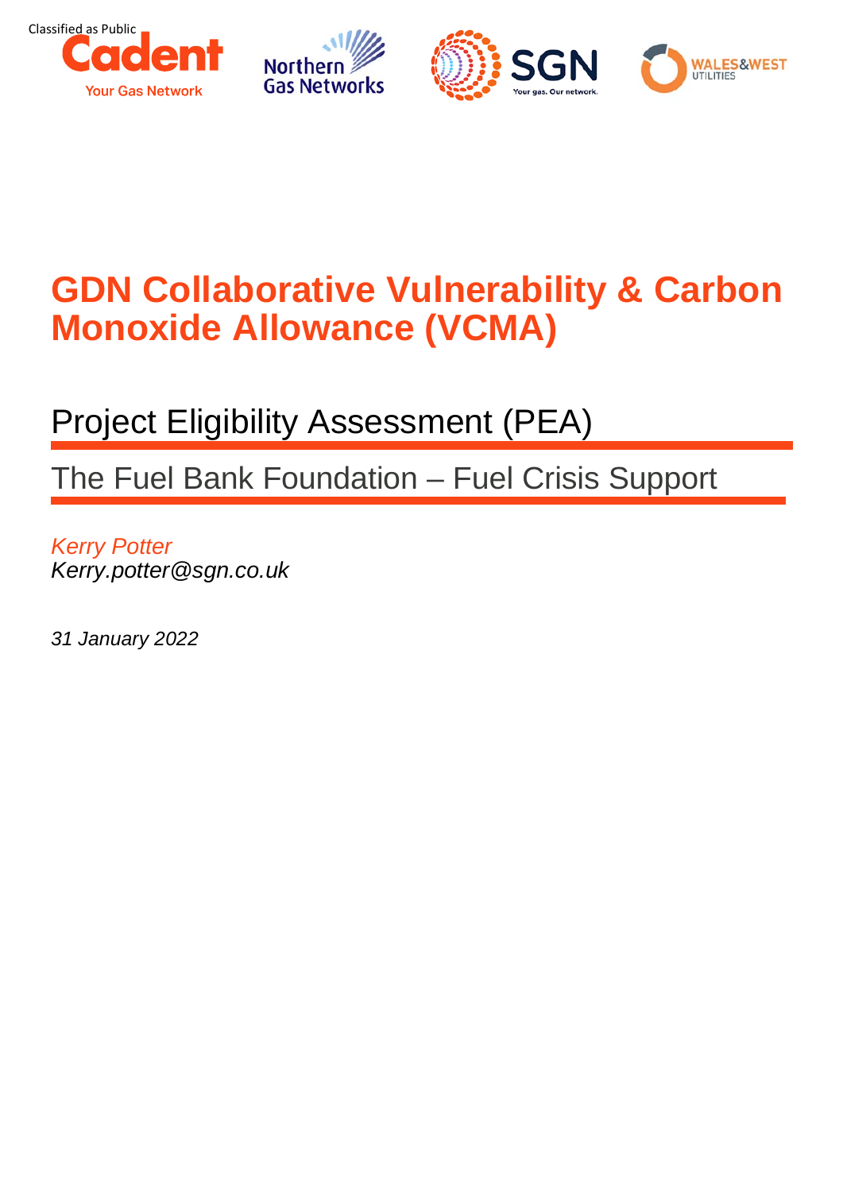Classified as Public

# GDN Collaborative Vulnerability & Carbon Monoxide Allowance (VCMA)

## Project Eligibility Assessment (PEA)

### The Fuel Bank Foundation – Fuel Crisis Support

*Kerry Potter*
*Kerry.potter@sgn.co.uk*

*31 January 2022*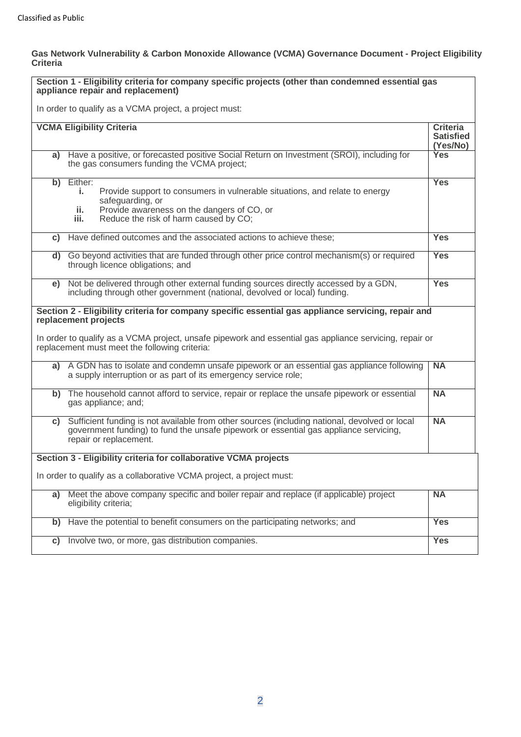**Gas Network Vulnerability & Carbon Monoxide Allowance (VCMA) Governance Document - Project Eligibility Criteria**

| **Section 1 - Eligibility criteria for company specific projects (other than condemned essential gas appliance repair and replacement)**<br><br>In order to qualify as a VCMA project, a project must: | |
|---|---|
| **VCMA Eligibility Criteria** | **Criteria Satisfied (Yes/No)** |
| **a)** Have a positive, or forecasted positive Social Return on Investment (SROI), including for the gas consumers funding the VCMA project; | **Yes** |
| **b)** Either:<br>**i.** Provide support to consumers in vulnerable situations, and relate to energy safeguarding, or<br>**ii.** Provide awareness on the dangers of CO, or<br>**iii.** Reduce the risk of harm caused by CO; | **Yes** |
| **c)** Have defined outcomes and the associated actions to achieve these; | **Yes** |
| **d)** Go beyond activities that are funded through other price control mechanism(s) or required through licence obligations; and | **Yes** |
| **e)** Not be delivered through other external funding sources directly accessed by a GDN, including through other government (national, devolved or local) funding. | **Yes** |
| **Section 2 - Eligibility criteria for company specific essential gas appliance servicing, repair and replacement projects**<br><br>In order to qualify as a VCMA project, unsafe pipework and essential gas appliance servicing, repair or replacement must meet the following criteria: | |
| **a)** A GDN has to isolate and condemn unsafe pipework or an essential gas appliance following a supply interruption or as part of its emergency service role; | **NA** |
| **b)** The household cannot afford to service, repair or replace the unsafe pipework or essential gas appliance; and; | **NA** |
| **c)** Sufficient funding is not available from other sources (including national, devolved or local government funding) to fund the unsafe pipework or essential gas appliance servicing, repair or replacement. | **NA** |
| **Section 3 - Eligibility criteria for collaborative VCMA projects**<br><br>In order to qualify as a collaborative VCMA project, a project must: | |
| **a)** Meet the above company specific and boiler repair and replace (if applicable) project eligibility criteria; | **NA** |
| **b)** Have the potential to benefit consumers on the participating networks; and | **Yes** |
| **c)** Involve two, or more, gas distribution companies. | **Yes** |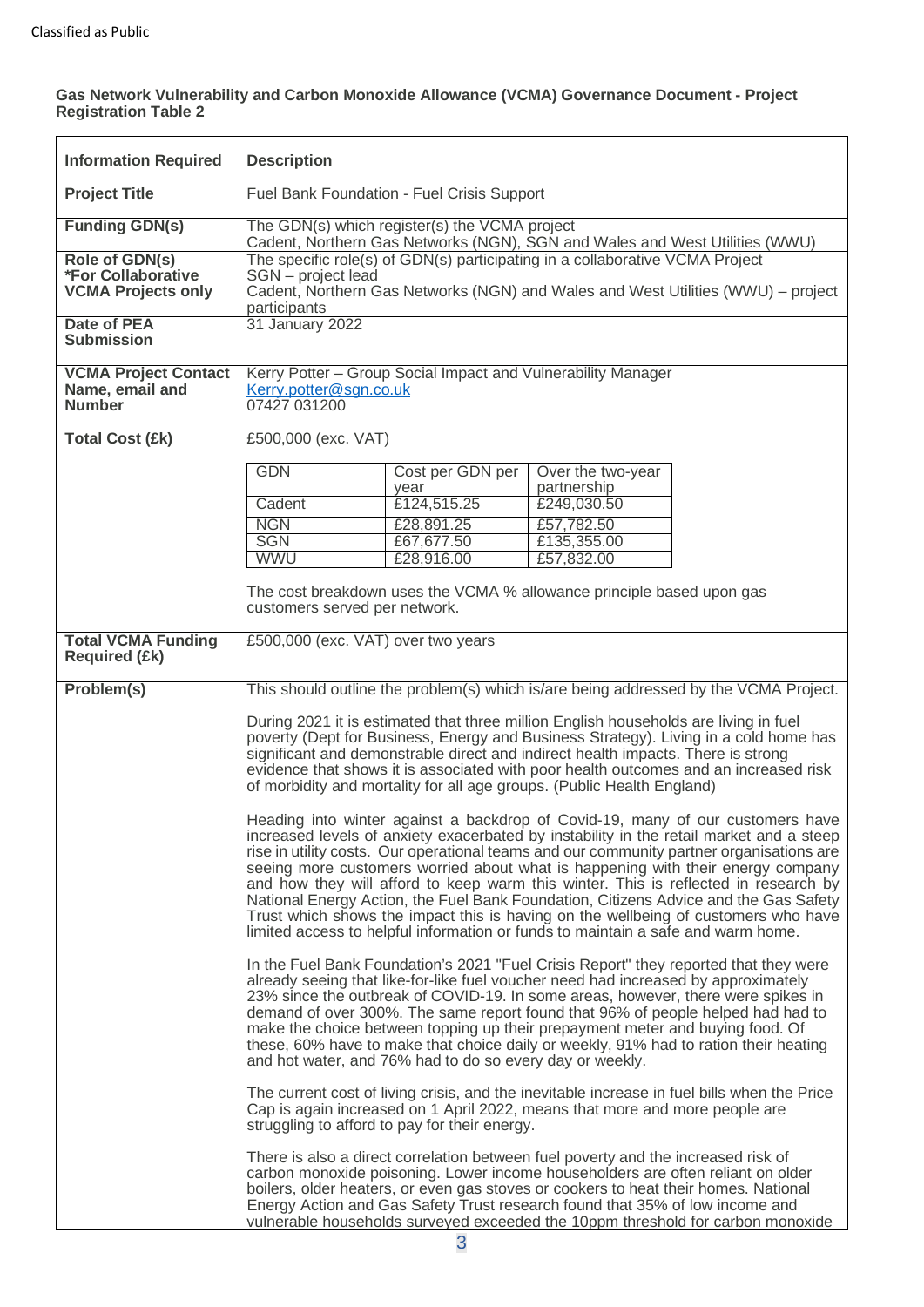**Gas Network Vulnerability and Carbon Monoxide Allowance (VCMA) Governance Document - Project Registration Table 2**

| Information Required | Description |
|---|---|
| **Project Title** | Fuel Bank Foundation - Fuel Crisis Support |
| **Funding GDN(s)** | The GDN(s) which register(s) the VCMA project<br>Cadent, Northern Gas Networks (NGN), SGN and Wales and West Utilities (WWU) |
| **Role of GDN(s) *For Collaborative VCMA Projects only** | The specific role(s) of GDN(s) participating in a collaborative VCMA Project<br>SGN – project lead<br>Cadent, Northern Gas Networks (NGN) and Wales and West Utilities (WWU) – project participants |
| **Date of PEA Submission** | 31 January 2022 |
| **VCMA Project Contact Name, email and Number** | Kerry Potter – Group Social Impact and Vulnerability Manager<br>Kerry.potter@sgn.co.uk<br>07427 031200 |
| **Total Cost (£k)** | £500,000 (exc. VAT)<br><br>GDN / Cost per GDN per year / Over the two-year partnership<br>Cadent / £124,515.25 / £249,030.50<br>NGN / £28,891.25 / £57,782.50<br>SGN / £67,677.50 / £135,355.00<br>WWU / £28,916.00 / £57,832.00<br><br>The cost breakdown uses the VCMA % allowance principle based upon gas customers served per network. |
| **Total VCMA Funding Required (£k)** | £500,000 (exc. VAT) over two years |
| **Problem(s)** | This should outline the problem(s) which is/are being addressed by the VCMA Project.<br><br>During 2021 it is estimated that three million English households are living in fuel poverty (Dept for Business, Energy and Business Strategy). Living in a cold home has significant and demonstrable direct and indirect health impacts. There is strong evidence that shows it is associated with poor health outcomes and an increased risk of morbidity and mortality for all age groups. (Public Health England)<br><br>Heading into winter against a backdrop of Covid-19, many of our customers have increased levels of anxiety exacerbated by instability in the retail market and a steep rise in utility costs. Our operational teams and our community partner organisations are seeing more customers worried about what is happening with their energy company and how they will afford to keep warm this winter. This is reflected in research by National Energy Action, the Fuel Bank Foundation, Citizens Advice and the Gas Safety Trust which shows the impact this is having on the wellbeing of customers who have limited access to helpful information or funds to maintain a safe and warm home.<br><br>In the Fuel Bank Foundation's 2021 "Fuel Crisis Report" they reported that they were already seeing that like-for-like fuel voucher need had increased by approximately 23% since the outbreak of COVID-19. In some areas, however, there were spikes in demand of over 300%. The same report found that 96% of people helped had had to make the choice between topping up their prepayment meter and buying food. Of these, 60% have to make that choice daily or weekly, 91% had to ration their heating and hot water, and 76% had to do so every day or weekly.<br><br>The current cost of living crisis, and the inevitable increase in fuel bills when the Price Cap is again increased on 1 April 2022, means that more and more people are struggling to afford to pay for their energy.<br><br>There is also a direct correlation between fuel poverty and the increased risk of carbon monoxide poisoning. Lower income householders are often reliant on older boilers, older heaters, or even gas stoves or cookers to heat their homes. National Energy Action and Gas Safety Trust research found that 35% of low income and vulnerable households surveyed exceeded the 10ppm threshold for carbon monoxide |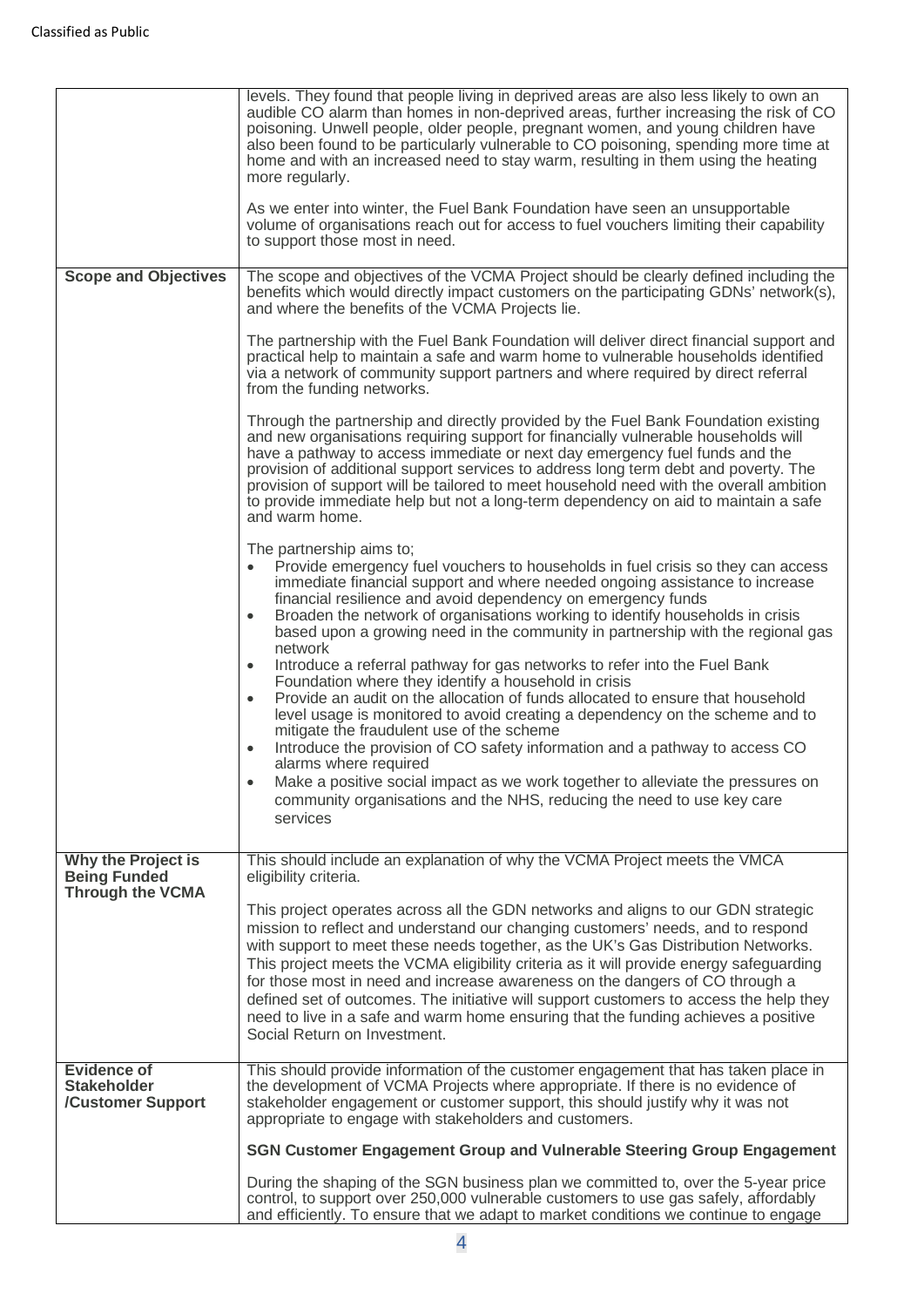| | |
|---|---|
| | levels. They found that people living in deprived areas are also less likely to own an audible CO alarm than homes in non-deprived areas, further increasing the risk of CO poisoning. Unwell people, older people, pregnant women, and young children have also been found to be particularly vulnerable to CO poisoning, spending more time at home and with an increased need to stay warm, resulting in them using the heating more regularly.<br><br>As we enter into winter, the Fuel Bank Foundation have seen an unsupportable volume of organisations reach out for access to fuel vouchers limiting their capability to support those most in need. |
| **Scope and Objectives** | The scope and objectives of the VCMA Project should be clearly defined including the benefits which would directly impact customers on the participating GDNs' network(s), and where the benefits of the VCMA Projects lie.<br><br>The partnership with the Fuel Bank Foundation will deliver direct financial support and practical help to maintain a safe and warm home to vulnerable households identified via a network of community support partners and where required by direct referral from the funding networks.<br><br>Through the partnership and directly provided by the Fuel Bank Foundation existing and new organisations requiring support for financially vulnerable households will have a pathway to access immediate or next day emergency fuel funds and the provision of additional support services to address long term debt and poverty. The provision of support will be tailored to meet household need with the overall ambition to provide immediate help but not a long-term dependency on aid to maintain a safe and warm home.<br><br>The partnership aims to;<br>• Provide emergency fuel vouchers to households in fuel crisis so they can access immediate financial support and where needed ongoing assistance to increase financial resilience and avoid dependency on emergency funds<br>• Broaden the network of organisations working to identify households in crisis based upon a growing need in the community in partnership with the regional gas network<br>• Introduce a referral pathway for gas networks to refer into the Fuel Bank Foundation where they identify a household in crisis<br>• Provide an audit on the allocation of funds allocated to ensure that household level usage is monitored to avoid creating a dependency on the scheme and to mitigate the fraudulent use of the scheme<br>• Introduce the provision of CO safety information and a pathway to access CO alarms where required<br>• Make a positive social impact as we work together to alleviate the pressures on community organisations and the NHS, reducing the need to use key care services |
| **Why the Project is Being Funded Through the VCMA** | This should include an explanation of why the VCMA Project meets the VMCA eligibility criteria.<br><br>This project operates across all the GDN networks and aligns to our GDN strategic mission to reflect and understand our changing customers' needs, and to respond with support to meet these needs together, as the UK's Gas Distribution Networks. This project meets the VCMA eligibility criteria as it will provide energy safeguarding for those most in need and increase awareness on the dangers of CO through a defined set of outcomes. The initiative will support customers to access the help they need to live in a safe and warm home ensuring that the funding achieves a positive Social Return on Investment. |
| **Evidence of Stakeholder /Customer Support** | This should provide information of the customer engagement that has taken place in the development of VCMA Projects where appropriate. If there is no evidence of stakeholder engagement or customer support, this should justify why it was not appropriate to engage with stakeholders and customers.<br><br>**SGN Customer Engagement Group and Vulnerable Steering Group Engagement**<br><br>During the shaping of the SGN business plan we committed to, over the 5-year price control, to support over 250,000 vulnerable customers to use gas safely, affordably and efficiently. To ensure that we adapt to market conditions we continue to engage |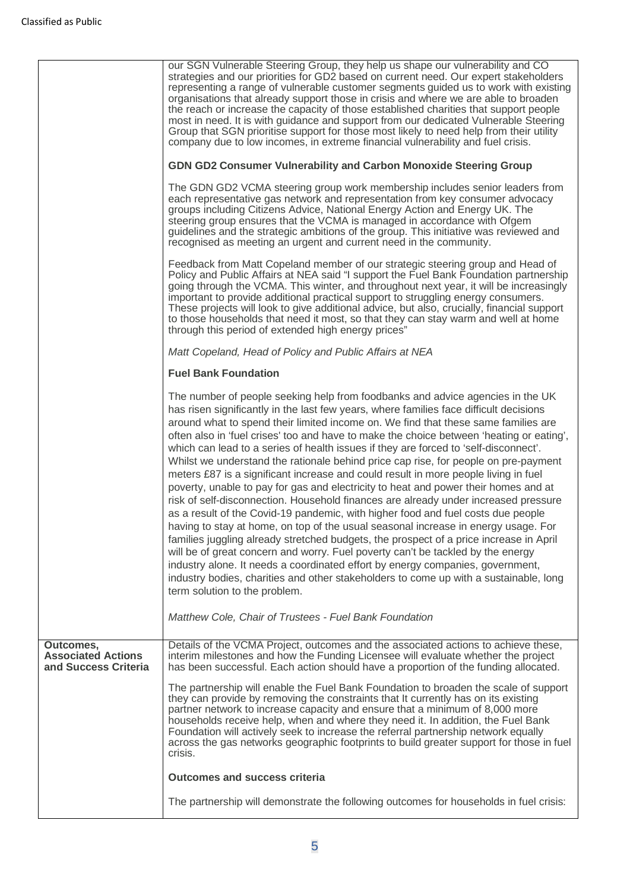| | |
|---|---|
| | our SGN Vulnerable Steering Group, they help us shape our vulnerability and CO strategies and our priorities for GD2 based on current need. Our expert stakeholders representing a range of vulnerable customer segments guided us to work with existing organisations that already support those in crisis and where we are able to broaden the reach or increase the capacity of those established charities that support people most in need. It is with guidance and support from our dedicated Vulnerable Steering Group that SGN prioritise support for those most likely to need help from their utility company due to low incomes, in extreme financial vulnerability and fuel crisis.<br><br>**GDN GD2 Consumer Vulnerability and Carbon Monoxide Steering Group**<br><br>The GDN GD2 VCMA steering group work membership includes senior leaders from each representative gas network and representation from key consumer advocacy groups including Citizens Advice, National Energy Action and Energy UK. The steering group ensures that the VCMA is managed in accordance with Ofgem guidelines and the strategic ambitions of the group. This initiative was reviewed and recognised as meeting an urgent and current need in the community.<br><br>Feedback from Matt Copeland member of our strategic steering group and Head of Policy and Public Affairs at NEA said "I support the Fuel Bank Foundation partnership going through the VCMA. This winter, and throughout next year, it will be increasingly important to provide additional practical support to struggling energy consumers. These projects will look to give additional advice, but also, crucially, financial support to those households that need it most, so that they can stay warm and well at home through this period of extended high energy prices"<br><br>*Matt Copeland, Head of Policy and Public Affairs at NEA*<br><br>**Fuel Bank Foundation**<br><br>The number of people seeking help from foodbanks and advice agencies in the UK has risen significantly in the last few years, where families face difficult decisions around what to spend their limited income on. We find that these same families are often also in 'fuel crises' too and have to make the choice between 'heating or eating', which can lead to a series of health issues if they are forced to 'self-disconnect'. Whilst we understand the rationale behind price cap rise, for people on pre-payment meters £87 is a significant increase and could result in more people living in fuel poverty, unable to pay for gas and electricity to heat and power their homes and at risk of self-disconnection. Household finances are already under increased pressure as a result of the Covid-19 pandemic, with higher food and fuel costs due people having to stay at home, on top of the usual seasonal increase in energy usage. For families juggling already stretched budgets, the prospect of a price increase in April will be of great concern and worry. Fuel poverty can't be tackled by the energy industry alone. It needs a coordinated effort by energy companies, government, industry bodies, charities and other stakeholders to come up with a sustainable, long term solution to the problem.<br><br>*Matthew Cole, Chair of Trustees - Fuel Bank Foundation* |
| **Outcomes, Associated Actions and Success Criteria** | Details of the VCMA Project, outcomes and the associated actions to achieve these, interim milestones and how the Funding Licensee will evaluate whether the project has been successful. Each action should have a proportion of the funding allocated.<br><br>The partnership will enable the Fuel Bank Foundation to broaden the scale of support they can provide by removing the constraints that It currently has on its existing partner network to increase capacity and ensure that a minimum of 8,000 more households receive help, when and where they need it. In addition, the Fuel Bank Foundation will actively seek to increase the referral partnership network equally across the gas networks geographic footprints to build greater support for those in fuel crisis.<br><br>**Outcomes and success criteria**<br><br>The partnership will demonstrate the following outcomes for households in fuel crisis: |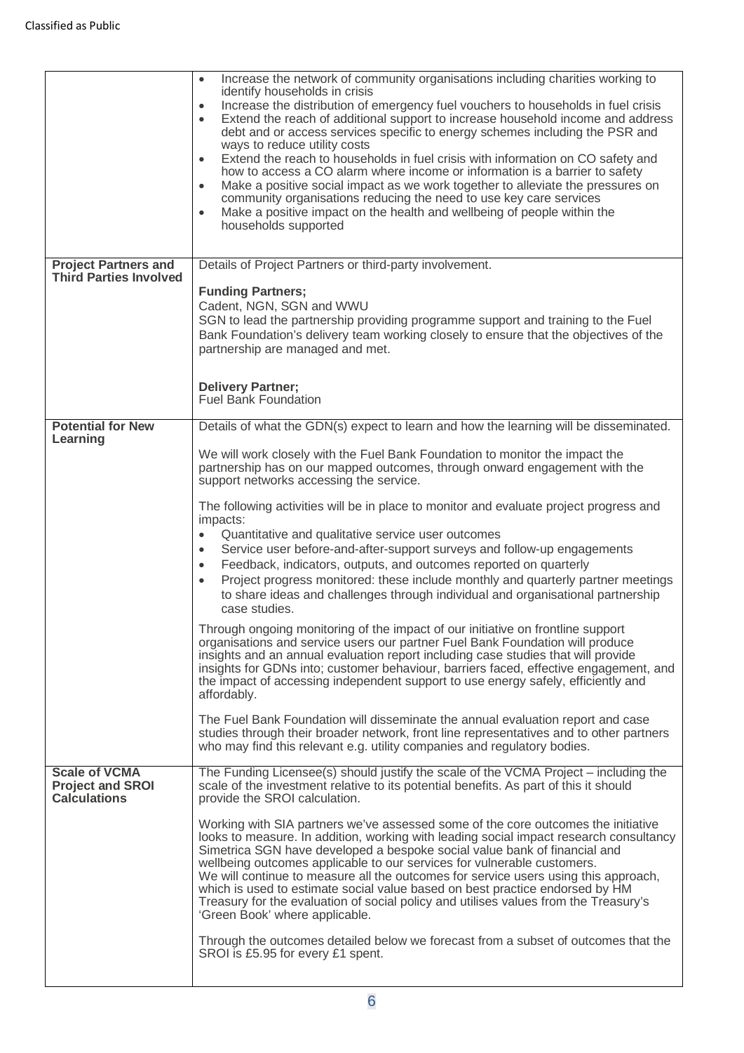| | |
|---|---|
| | • Increase the network of community organisations including charities working to identify households in crisis<br>• Increase the distribution of emergency fuel vouchers to households in fuel crisis<br>• Extend the reach of additional support to increase household income and address debt and or access services specific to energy schemes including the PSR and ways to reduce utility costs<br>• Extend the reach to households in fuel crisis with information on CO safety and how to access a CO alarm where income or information is a barrier to safety<br>• Make a positive social impact as we work together to alleviate the pressures on community organisations reducing the need to use key care services<br>• Make a positive impact on the health and wellbeing of people within the households supported |
| **Project Partners and Third Parties Involved** | Details of Project Partners or third-party involvement.<br><br>**Funding Partners;**<br>Cadent, NGN, SGN and WWU<br>SGN to lead the partnership providing programme support and training to the Fuel Bank Foundation's delivery team working closely to ensure that the objectives of the partnership are managed and met.<br><br>**Delivery Partner;**<br>Fuel Bank Foundation |
| **Potential for New Learning** | Details of what the GDN(s) expect to learn and how the learning will be disseminated.<br><br>We will work closely with the Fuel Bank Foundation to monitor the impact the partnership has on our mapped outcomes, through onward engagement with the support networks accessing the service.<br><br>The following activities will be in place to monitor and evaluate project progress and impacts:<br>• Quantitative and qualitative service user outcomes<br>• Service user before-and-after-support surveys and follow-up engagements<br>• Feedback, indicators, outputs, and outcomes reported on quarterly<br>• Project progress monitored: these include monthly and quarterly partner meetings to share ideas and challenges through individual and organisational partnership case studies.<br><br>Through ongoing monitoring of the impact of our initiative on frontline support organisations and service users our partner Fuel Bank Foundation will produce insights and an annual evaluation report including case studies that will provide insights for GDNs into; customer behaviour, barriers faced, effective engagement, and the impact of accessing independent support to use energy safely, efficiently and affordably.<br><br>The Fuel Bank Foundation will disseminate the annual evaluation report and case studies through their broader network, front line representatives and to other partners who may find this relevant e.g. utility companies and regulatory bodies. |
| **Scale of VCMA Project and SROI Calculations** | The Funding Licensee(s) should justify the scale of the VCMA Project – including the scale of the investment relative to its potential benefits. As part of this it should provide the SROI calculation.<br><br>Working with SIA partners we've assessed some of the core outcomes the initiative looks to measure. In addition, working with leading social impact research consultancy Simetrica SGN have developed a bespoke social value bank of financial and wellbeing outcomes applicable to our services for vulnerable customers.<br>We will continue to measure all the outcomes for service users using this approach, which is used to estimate social value based on best practice endorsed by HM Treasury for the evaluation of social policy and utilises values from the Treasury's 'Green Book' where applicable.<br><br>Through the outcomes detailed below we forecast from a subset of outcomes that the SROI is £5.95 for every £1 spent. |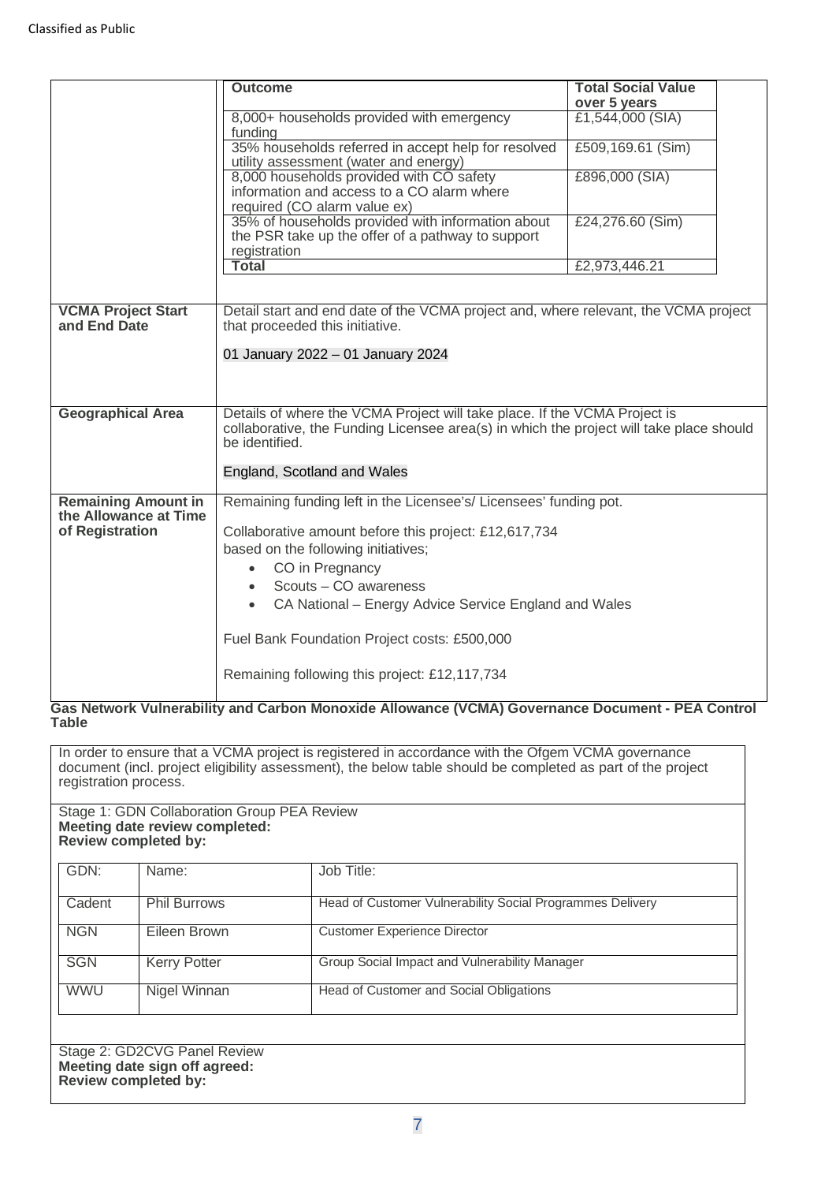| | |
|---|---|
| | **Outcome** / **Total Social Value over 5 years**<br>8,000+ households provided with emergency funding — £1,544,000 (SIA)<br>35% households referred in accept help for resolved utility assessment (water and energy) — £509,169.61 (Sim)<br>8,000 households provided with CO safety information and access to a CO alarm where required (CO alarm value ex) — £896,000 (SIA)<br>35% of households provided with information about the PSR take up the offer of a pathway to support registration — £24,276.60 (Sim)<br>**Total** — £2,973,446.21 |
| **VCMA Project Start and End Date** | Detail start and end date of the VCMA project and, where relevant, the VCMA project that proceeded this initiative.<br><br>01 January 2022 – 01 January 2024 |
| **Geographical Area** | Details of where the VCMA Project will take place. If the VCMA Project is collaborative, the Funding Licensee area(s) in which the project will take place should be identified.<br><br>England, Scotland and Wales |
| **Remaining Amount in the Allowance at Time of Registration** | Remaining funding left in the Licensee's/ Licensees' funding pot.<br><br>Collaborative amount before this project: £12,617,734<br>based on the following initiatives;<br>• CO in Pregnancy<br>• Scouts – CO awareness<br>• CA National – Energy Advice Service England and Wales<br><br>Fuel Bank Foundation Project costs: £500,000<br><br>Remaining following this project: £12,117,734 |

**Gas Network Vulnerability and Carbon Monoxide Allowance (VCMA) Governance Document - PEA Control Table**

In order to ensure that a VCMA project is registered in accordance with the Ofgem VCMA governance document (incl. project eligibility assessment), the below table should be completed as part of the project registration process.

Stage 1: GDN Collaboration Group PEA Review
**Meeting date review completed:**
**Review completed by:**

| GDN: | Name: | Job Title: |
|---|---|---|
| Cadent | Phil Burrows | Head of Customer Vulnerability Social Programmes Delivery |
| NGN | Eileen Brown | Customer Experience Director |
| SGN | Kerry Potter | Group Social Impact and Vulnerability Manager |
| WWU | Nigel Winnan | Head of Customer and Social Obligations |

Stage 2: GD2CVG Panel Review
**Meeting date sign off agreed:**
**Review completed by:**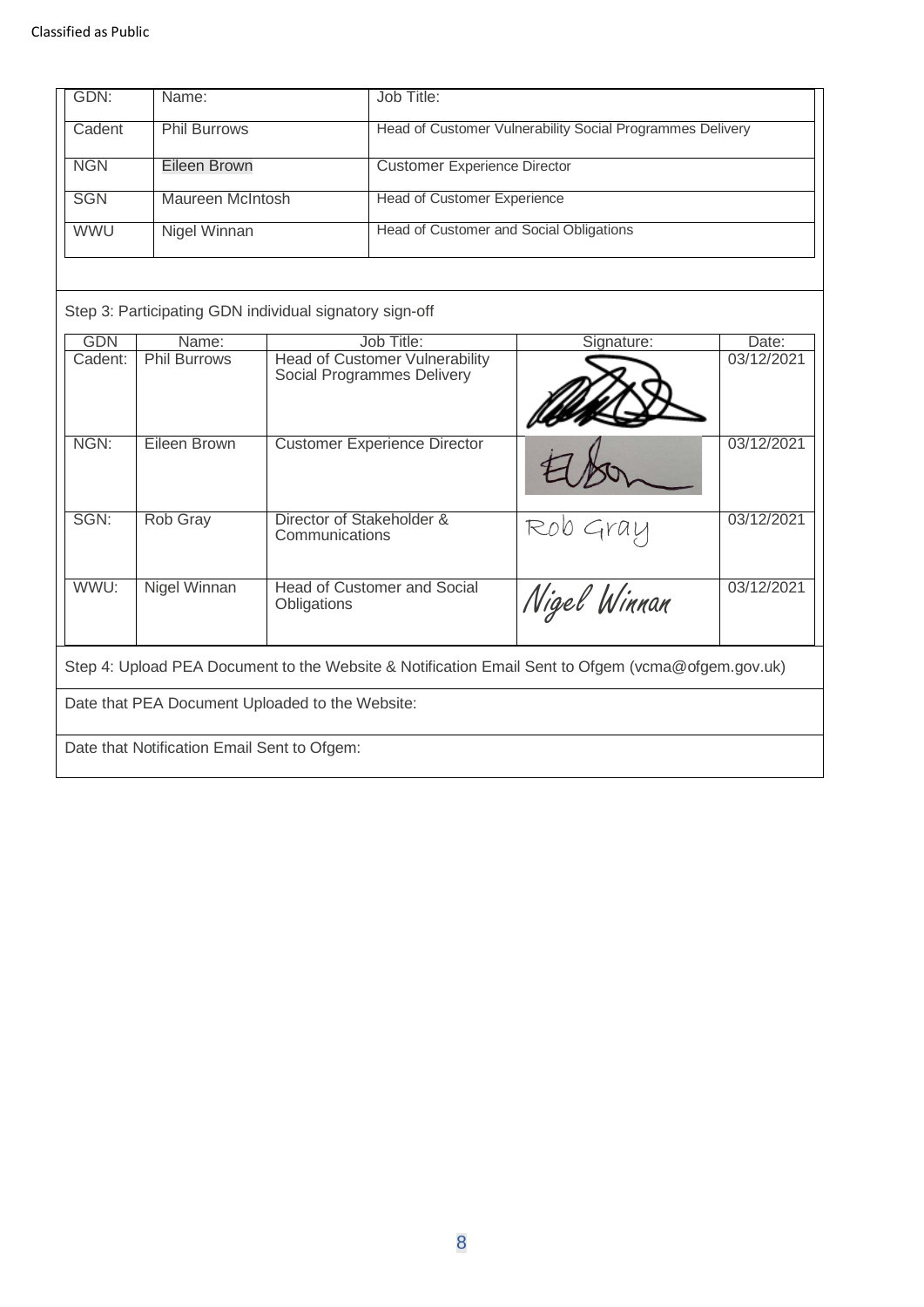| GDN: | Name: | Job Title: |
|---|---|---|
| Cadent | Phil Burrows | Head of Customer Vulnerability Social Programmes Delivery |
| NGN | Eileen Brown | Customer Experience Director |
| SGN | Maureen McIntosh | Head of Customer Experience |
| WWU | Nigel Winnan | Head of Customer and Social Obligations |

Step 3: Participating GDN individual signatory sign-off

| GDN | Name: | Job Title: | Signature: | Date: |
|---|---|---|---|---|
| Cadent: | Phil Burrows | Head of Customer Vulnerability Social Programmes Delivery | | 03/12/2021 |
| NGN: | Eileen Brown | Customer Experience Director | | 03/12/2021 |
| SGN: | Rob Gray | Director of Stakeholder & Communications | Rob Gray | 03/12/2021 |
| WWU: | Nigel Winnan | Head of Customer and Social Obligations | Nigel Winnan | 03/12/2021 |

Step 4: Upload PEA Document to the Website & Notification Email Sent to Ofgem (vcma@ofgem.gov.uk)

Date that PEA Document Uploaded to the Website:

Date that Notification Email Sent to Ofgem: